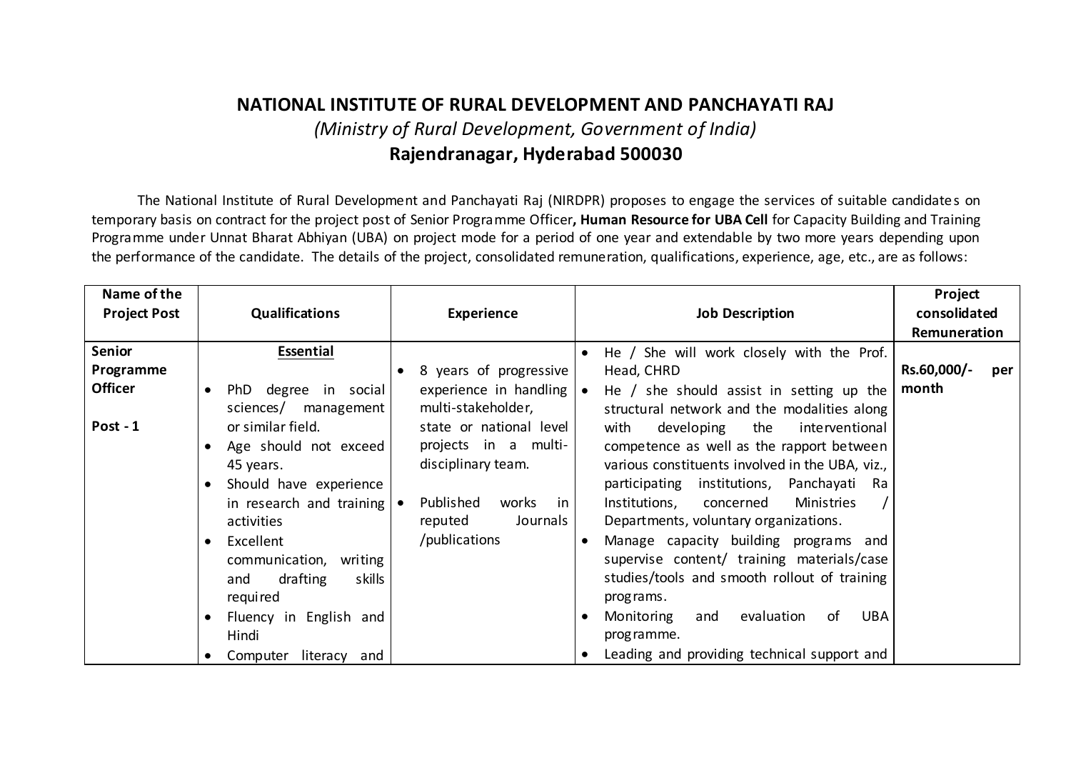# NATIONAL INSTITUTE OF RURAL DEVELOPMENT AND PANCHAYATI RAJ

*(Ministry of Rural Development, Government of India)*

## Rajendranagar, Hyderabad 500030

The National Institute of Rural Development and Panchayati Raj (NIRDPR) proposes to engage the services of suitable candidates on temporary basis on contract for the project post of Senior Programme Officer**, Human Resource for UBA Cell** for Capacity Building and Training Programme under Unnat Bharat Abhiyan (UBA) on project mode for a period of one year and extendable by two more years depending upon the performance of the candidate. The details of the project, consolidated remuneration, qualifications, experience, age, etc., are as follows:

| Name of the Project Post | Qualifications | Experience | Job Description | Project consolidated Remuneration |
|---|---|---|---|---|
| **Senior Programme Officer**<br><br>**Post - 1** | **Essential**<br>• PhD degree in social sciences/ management or similar field.<br>• Age should not exceed 45 years.<br>• Should have experience in research and training activities<br>• Excellent communication, writing and drafting skills required<br>• Fluency in English and Hindi<br>• Computer literacy and | • 8 years of progressive experience in handling multi-stakeholder, state or national level projects in a multi-disciplinary team.<br>• Published works in reputed Journals /publications | • He / She will work closely with the Prof. Head, CHRD<br>• He / she should assist in setting up the structural network and the modalities along with developing the interventional competence as well as the rapport between various constituents involved in the UBA, viz., participating institutions, Panchayati Ra Institutions, concerned Ministries / Departments, voluntary organizations.<br>• Manage capacity building programs and supervise content/ training materials/case studies/tools and smooth rollout of training programs.<br>• Monitoring and evaluation of UBA programme.<br>• Leading and providing technical support and | **Rs.60,000/- per month** |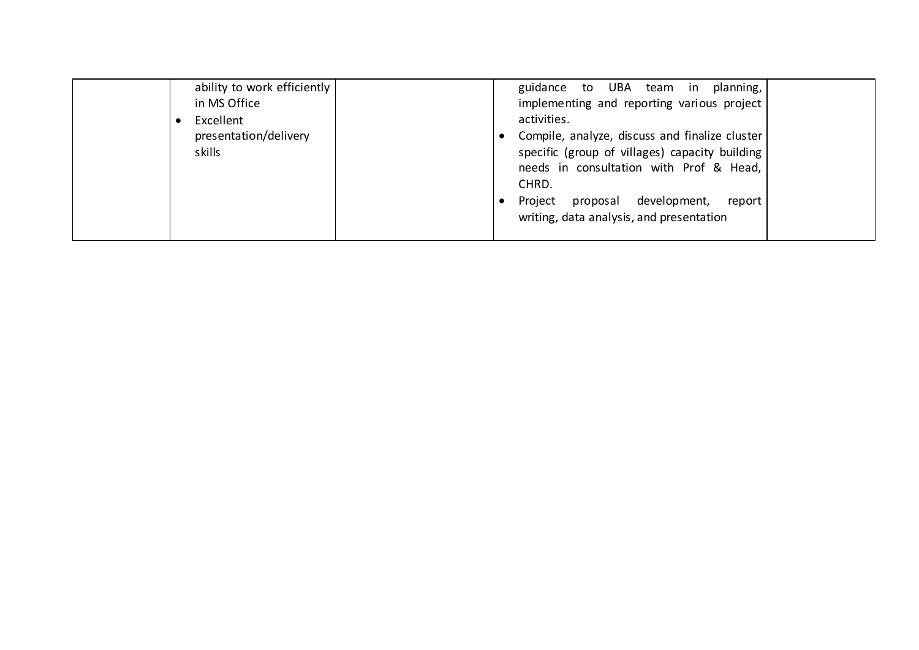| | | | | |
|---|---|---|---|---|
| | ability to work efficiently in MS Office<br>• Excellent presentation/delivery skills | | guidance to UBA team in planning, implementing and reporting various project activities.<br>• Compile, analyze, discuss and finalize cluster specific (group of villages) capacity building needs in consultation with Prof & Head, CHRD.<br>• Project proposal development, report writing, data analysis, and presentation | |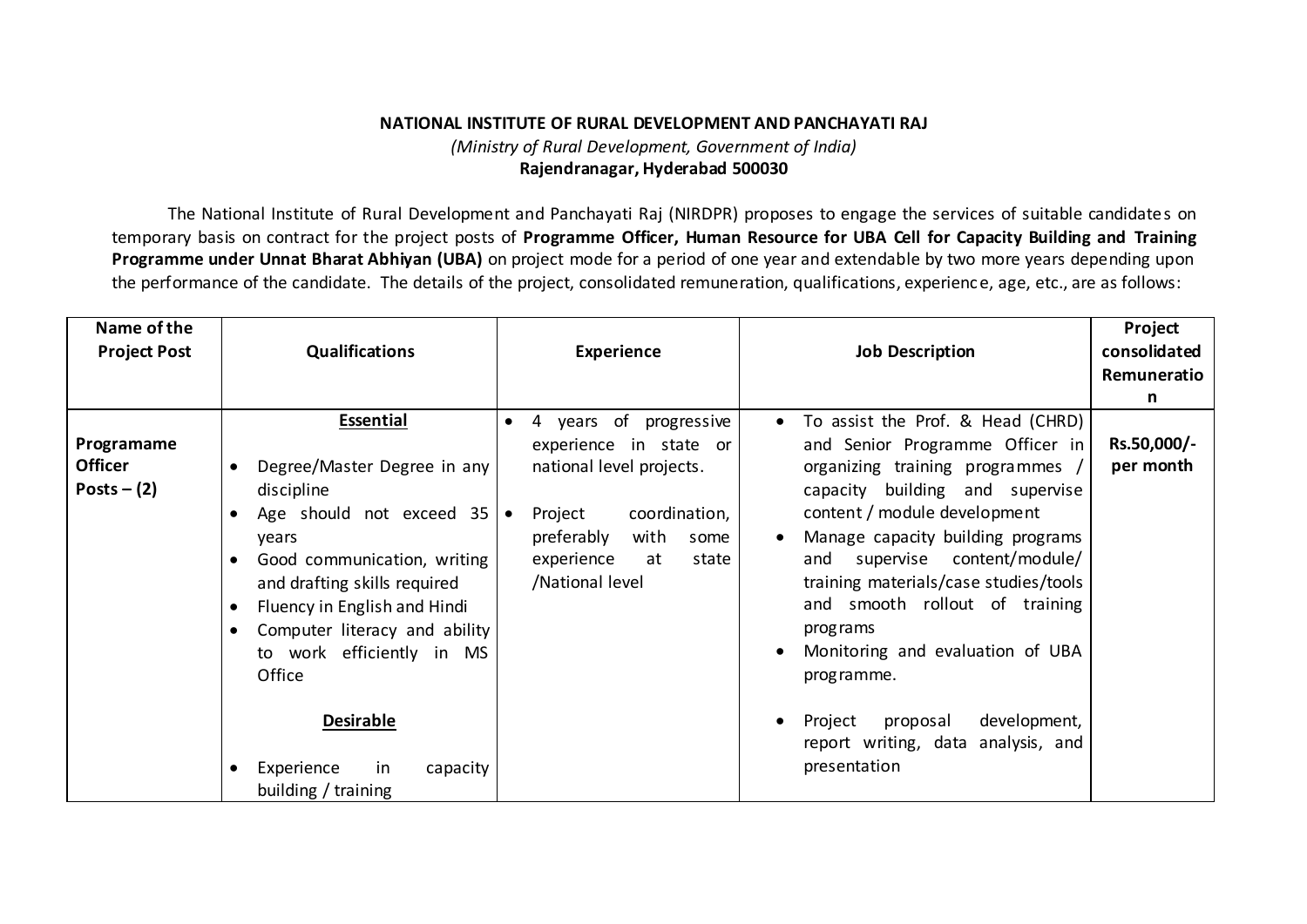**NATIONAL INSTITUTE OF RURAL DEVELOPMENT AND PANCHAYATI RAJ**

*(Ministry of Rural Development, Government of India)*

**Rajendranagar, Hyderabad 500030**

The National Institute of Rural Development and Panchayati Raj (NIRDPR) proposes to engage the services of suitable candidates on temporary basis on contract for the project posts of **Programme Officer, Human Resource for UBA Cell for Capacity Building and Training Programme under Unnat Bharat Abhiyan (UBA)** on project mode for a period of one year and extendable by two more years depending upon the performance of the candidate. The details of the project, consolidated remuneration, qualifications, experience, age, etc., are as follows:

| Name of the Project Post | Qualifications | Experience | Job Description | Project consolidated Remuneration |
|---|---|---|---|---|
| **Programame Officer Posts – (2)** | **Essential**<br>• Degree/Master Degree in any discipline<br>• Age should not exceed 35 years<br>• Good communication, writing and drafting skills required<br>• Fluency in English and Hindi<br>• Computer literacy and ability to work efficiently in MS Office<br><br>**Desirable**<br>• Experience in capacity building / training | • 4 years of progressive experience in state or national level projects.<br>• Project coordination, preferably with some experience at state /National level | • To assist the Prof. & Head (CHRD) and Senior Programme Officer in organizing training programmes / capacity building and supervise content / module development<br>• Manage capacity building programs and supervise content/module/ training materials/case studies/tools and smooth rollout of training programs<br>• Monitoring and evaluation of UBA programme.<br>• Project proposal development, report writing, data analysis, and presentation | **Rs.50,000/- per month** |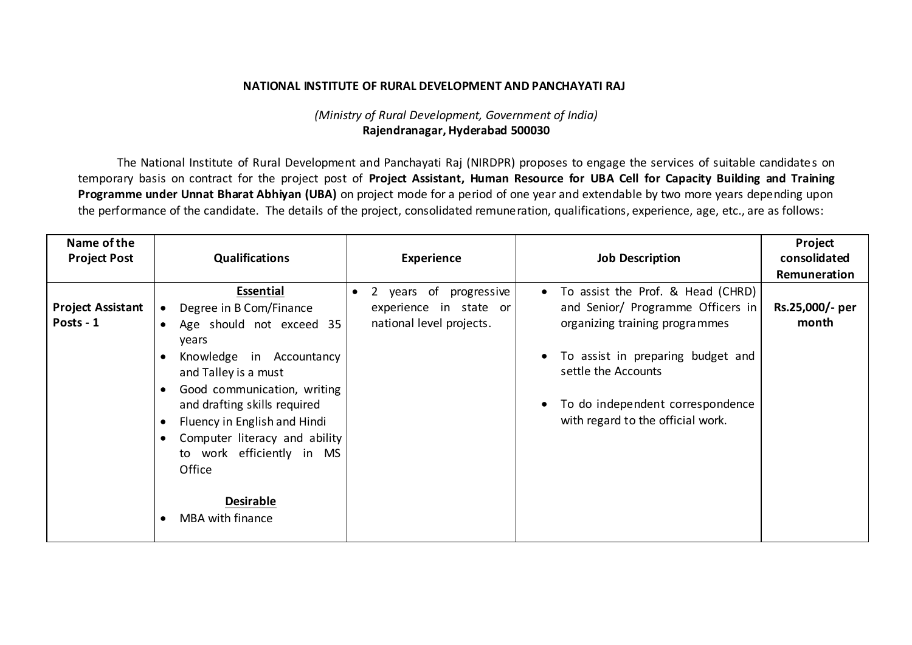**NATIONAL INSTITUTE OF RURAL DEVELOPMENT AND PANCHAYATI RAJ**

*(Ministry of Rural Development, Government of India)*
**Rajendranagar, Hyderabad 500030**

The National Institute of Rural Development and Panchayati Raj (NIRDPR) proposes to engage the services of suitable candidates on temporary basis on contract for the project post of **Project Assistant, Human Resource for UBA Cell for Capacity Building and Training Programme under Unnat Bharat Abhiyan (UBA)** on project mode for a period of one year and extendable by two more years depending upon the performance of the candidate. The details of the project, consolidated remuneration, qualifications, experience, age, etc., are as follows:

| Name of the Project Post | Qualifications | Experience | Job Description | Project consolidated Remuneration |
|---|---|---|---|---|
| **Project Assistant Posts - 1** | **Essential**<br>• Degree in B Com/Finance<br>• Age should not exceed 35 years<br>• Knowledge in Accountancy and Talley is a must<br>• Good communication, writing and drafting skills required<br>• Fluency in English and Hindi<br>• Computer literacy and ability to work efficiently in MS Office<br><br>**Desirable**<br>• MBA with finance | • 2 years of progressive experience in state or national level projects. | • To assist the Prof. & Head (CHRD) and Senior/ Programme Officers in organizing training programmes<br>• To assist in preparing budget and settle the Accounts<br>• To do independent correspondence with regard to the official work. | **Rs.25,000/- per month** |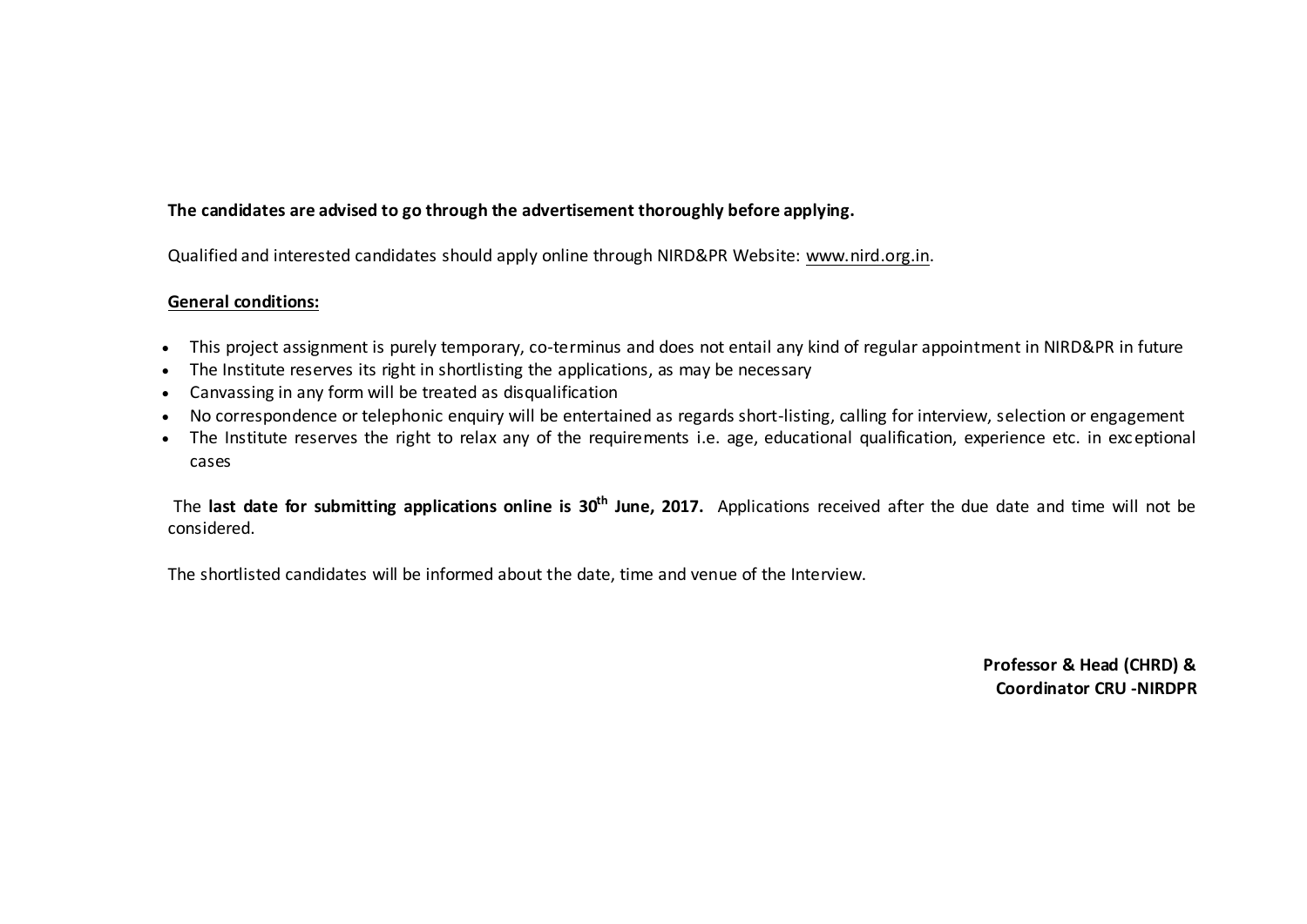**The candidates are advised to go through the advertisement thoroughly before applying.**

Qualified and interested candidates should apply online through NIRD&PR Website: www.nird.org.in.

**General conditions:**

- This project assignment is purely temporary, co-terminus and does not entail any kind of regular appointment in NIRD&PR in future
- The Institute reserves its right in shortlisting the applications, as may be necessary
- Canvassing in any form will be treated as disqualification
- No correspondence or telephonic enquiry will be entertained as regards short-listing, calling for interview, selection or engagement
- The Institute reserves the right to relax any of the requirements i.e. age, educational qualification, experience etc. in exceptional cases

The **last date for submitting applications online is 30th June, 2017.** Applications received after the due date and time will not be considered.

The shortlisted candidates will be informed about the date, time and venue of the Interview.

**Professor & Head (CHRD) &**
**Coordinator CRU -NIRDPR**